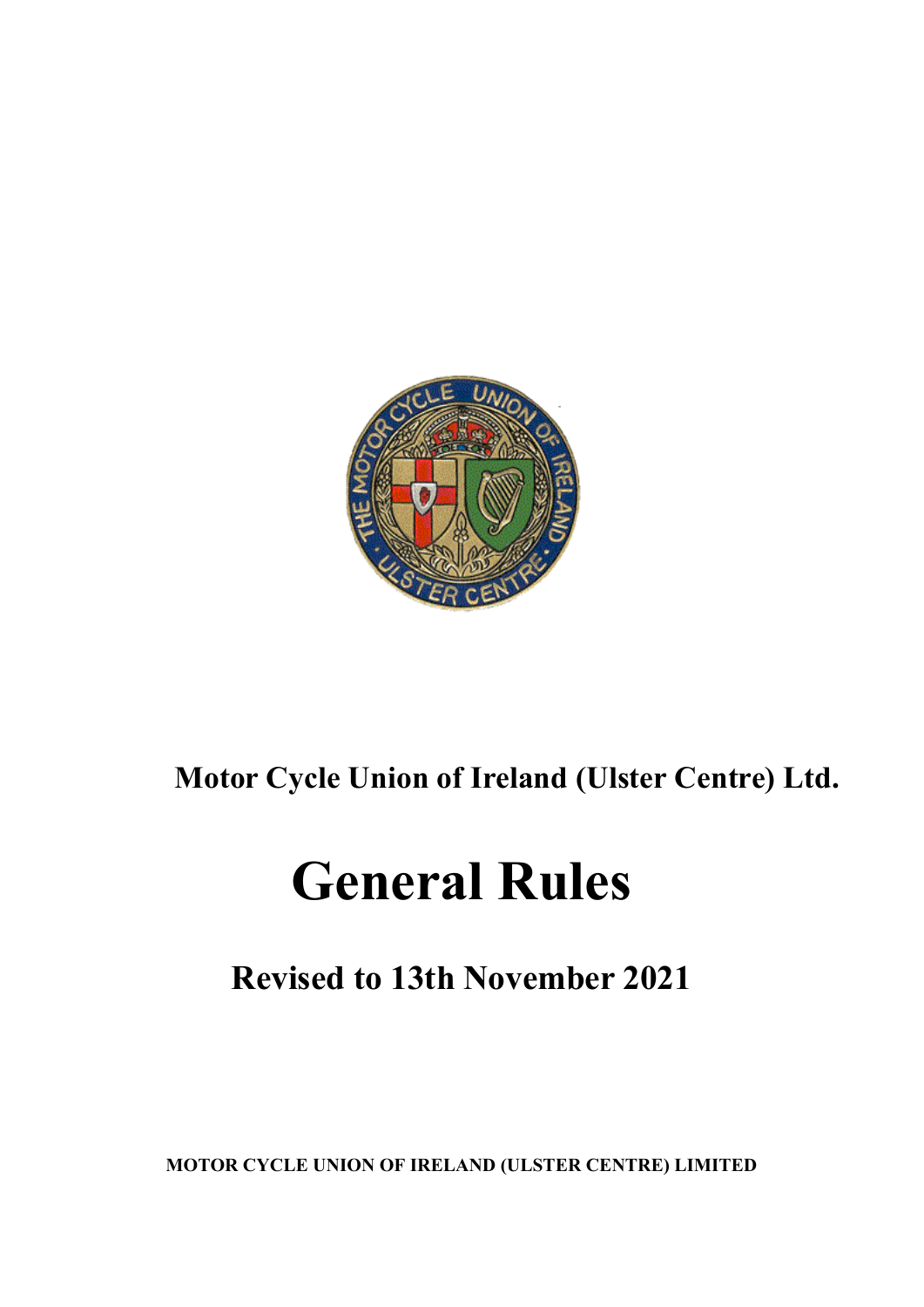**Motor Cycle Union of Ireland (Ulster Centre) Ltd.**

# General Rules

## Revised to 13th November 2021

**MOTOR CYCLE UNION OF IRELAND (ULSTER CENTRE) LIMITED**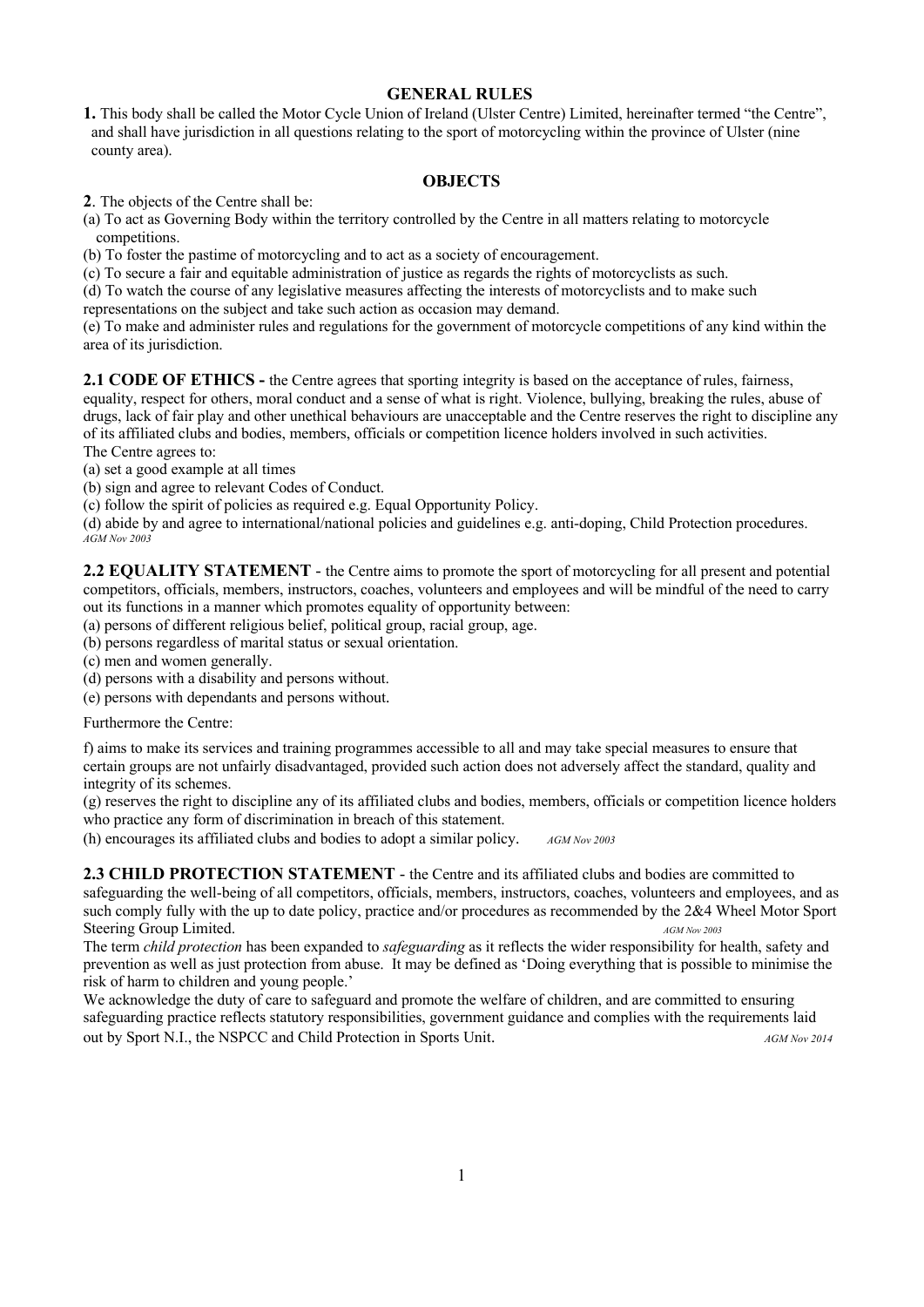## GENERAL RULES

**1.** This body shall be called the Motor Cycle Union of Ireland (Ulster Centre) Limited, hereinafter termed "the Centre", and shall have jurisdiction in all questions relating to the sport of motorcycling within the province of Ulster (nine county area).

## OBJECTS

**2**. The objects of the Centre shall be:

(a) To act as Governing Body within the territory controlled by the Centre in all matters relating to motorcycle competitions.

(b) To foster the pastime of motorcycling and to act as a society of encouragement.

(c) To secure a fair and equitable administration of justice as regards the rights of motorcyclists as such.

(d) To watch the course of any legislative measures affecting the interests of motorcyclists and to make such representations on the subject and take such action as occasion may demand.

(e) To make and administer rules and regulations for the government of motorcycle competitions of any kind within the area of its jurisdiction.

**2.1 CODE OF ETHICS -** the Centre agrees that sporting integrity is based on the acceptance of rules, fairness, equality, respect for others, moral conduct and a sense of what is right. Violence, bullying, breaking the rules, abuse of drugs, lack of fair play and other unethical behaviours are unacceptable and the Centre reserves the right to discipline any of its affiliated clubs and bodies, members, officials or competition licence holders involved in such activities.

The Centre agrees to:

(a) set a good example at all times

(b) sign and agree to relevant Codes of Conduct.

(c) follow the spirit of policies as required e.g. Equal Opportunity Policy.

(d) abide by and agree to international/national policies and guidelines e.g. anti-doping, Child Protection procedures.
*AGM Nov 2003*

**2.2 EQUALITY STATEMENT** - the Centre aims to promote the sport of motorcycling for all present and potential competitors, officials, members, instructors, coaches, volunteers and employees and will be mindful of the need to carry out its functions in a manner which promotes equality of opportunity between:

(a) persons of different religious belief, political group, racial group, age.

(b) persons regardless of marital status or sexual orientation.

(c) men and women generally.

(d) persons with a disability and persons without.

(e) persons with dependants and persons without.

Furthermore the Centre:

f) aims to make its services and training programmes accessible to all and may take special measures to ensure that certain groups are not unfairly disadvantaged, provided such action does not adversely affect the standard, quality and integrity of its schemes.

(g) reserves the right to discipline any of its affiliated clubs and bodies, members, officials or competition licence holders who practice any form of discrimination in breach of this statement.

(h) encourages its affiliated clubs and bodies to adopt a similar policy. *AGM Nov 2003*

**2.3 CHILD PROTECTION STATEMENT** - the Centre and its affiliated clubs and bodies are committed to safeguarding the well-being of all competitors, officials, members, instructors, coaches, volunteers and employees, and as such comply fully with the up to date policy, practice and/or procedures as recommended by the 2&4 Wheel Motor Sport Steering Group Limited. *AGM Nov 2003*

The term *child protection* has been expanded to *safeguarding* as it reflects the wider responsibility for health, safety and prevention as well as just protection from abuse. It may be defined as 'Doing everything that is possible to minimise the risk of harm to children and young people.'

We acknowledge the duty of care to safeguard and promote the welfare of children, and are committed to ensuring safeguarding practice reflects statutory responsibilities, government guidance and complies with the requirements laid out by Sport N.I., the NSPCC and Child Protection in Sports Unit. *AGM Nov 2014*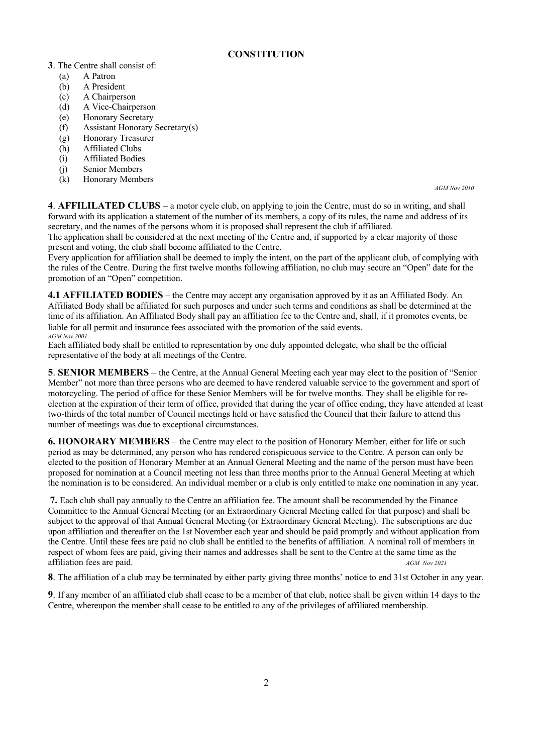## CONSTITUTION

**3**. The Centre shall consist of:

- (a) A Patron
- (b) A President
- (c) A Chairperson
- (d) A Vice-Chairperson
- (e) Honorary Secretary
- (f) Assistant Honorary Secretary(s)
- (g) Honorary Treasurer
- (h) Affiliated Clubs
- (i) Affiliated Bodies
- (j) Senior Members
- (k) Honorary Members

*AGM Nov 2010*

**4**. **AFFILILATED CLUBS** – a motor cycle club, on applying to join the Centre, must do so in writing, and shall forward with its application a statement of the number of its members, a copy of its rules, the name and address of its secretary, and the names of the persons whom it is proposed shall represent the club if affiliated.
The application shall be considered at the next meeting of the Centre and, if supported by a clear majority of those present and voting, the club shall become affiliated to the Centre.
Every application for affiliation shall be deemed to imply the intent, on the part of the applicant club, of complying with the rules of the Centre. During the first twelve months following affiliation, no club may secure an "Open" date for the promotion of an "Open" competition.

**4.1 AFFILIATED BODIES** – the Centre may accept any organisation approved by it as an Affiliated Body. An Affiliated Body shall be affiliated for such purposes and under such terms and conditions as shall be determined at the time of its affiliation. An Affiliated Body shall pay an affiliation fee to the Centre and, shall, if it promotes events, be liable for all permit and insurance fees associated with the promotion of the said events.
*AGM Nov 2001*
Each affiliated body shall be entitled to representation by one duly appointed delegate, who shall be the official representative of the body at all meetings of the Centre.

**5**. **SENIOR MEMBERS** – the Centre, at the Annual General Meeting each year may elect to the position of "Senior Member" not more than three persons who are deemed to have rendered valuable service to the government and sport of motorcycling. The period of office for these Senior Members will be for twelve months. They shall be eligible for re-election at the expiration of their term of office, provided that during the year of office ending, they have attended at least two-thirds of the total number of Council meetings held or have satisfied the Council that their failure to attend this number of meetings was due to exceptional circumstances.

**6. HONORARY MEMBERS** – the Centre may elect to the position of Honorary Member, either for life or such period as may be determined, any person who has rendered conspicuous service to the Centre. A person can only be elected to the position of Honorary Member at an Annual General Meeting and the name of the person must have been proposed for nomination at a Council meeting not less than three months prior to the Annual General Meeting at which the nomination is to be considered. An individual member or a club is only entitled to make one nomination in any year.

**7.** Each club shall pay annually to the Centre an affiliation fee. The amount shall be recommended by the Finance Committee to the Annual General Meeting (or an Extraordinary General Meeting called for that purpose) and shall be subject to the approval of that Annual General Meeting (or Extraordinary General Meeting). The subscriptions are due upon affiliation and thereafter on the 1st November each year and should be paid promptly and without application from the Centre. Until these fees are paid no club shall be entitled to the benefits of affiliation. A nominal roll of members in respect of whom fees are paid, giving their names and addresses shall be sent to the Centre at the same time as the affiliation fees are paid. *AGM Nov 2021*

**8**. The affiliation of a club may be terminated by either party giving three months' notice to end 31st October in any year.

**9**. If any member of an affiliated club shall cease to be a member of that club, notice shall be given within 14 days to the Centre, whereupon the member shall cease to be entitled to any of the privileges of affiliated membership.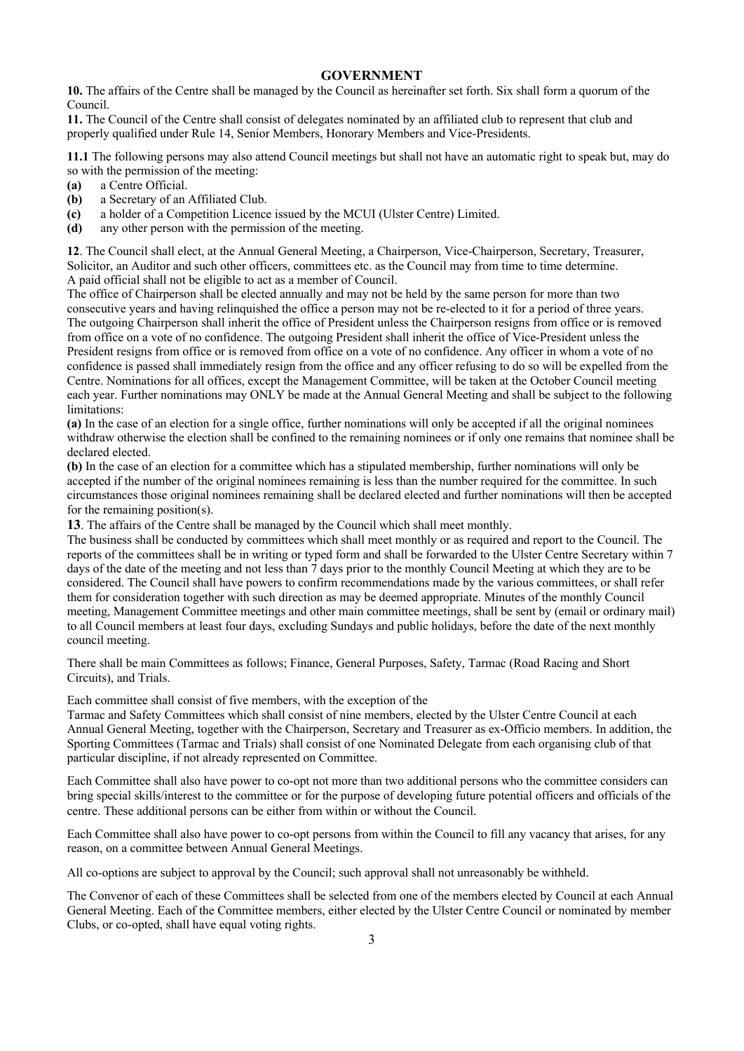## GOVERNMENT

**10.** The affairs of the Centre shall be managed by the Council as hereinafter set forth. Six shall form a quorum of the Council.

**11.** The Council of the Centre shall consist of delegates nominated by an affiliated club to represent that club and properly qualified under Rule 14, Senior Members, Honorary Members and Vice-Presidents.

**11.1** The following persons may also attend Council meetings but shall not have an automatic right to speak but, may do so with the permission of the meeting:

**(a)** a Centre Official.
**(b)** a Secretary of an Affiliated Club.
**(c)** a holder of a Competition Licence issued by the MCUI (Ulster Centre) Limited.
**(d)** any other person with the permission of the meeting.

**12**. The Council shall elect, at the Annual General Meeting, a Chairperson, Vice-Chairperson, Secretary, Treasurer, Solicitor, an Auditor and such other officers, committees etc. as the Council may from time to time determine.
A paid official shall not be eligible to act as a member of Council.
The office of Chairperson shall be elected annually and may not be held by the same person for more than two consecutive years and having relinquished the office a person may not be re-elected to it for a period of three years.
The outgoing Chairperson shall inherit the office of President unless the Chairperson resigns from office or is removed from office on a vote of no confidence. The outgoing President shall inherit the office of Vice-President unless the President resigns from office or is removed from office on a vote of no confidence. Any officer in whom a vote of no confidence is passed shall immediately resign from the office and any officer refusing to do so will be expelled from the Centre. Nominations for all offices, except the Management Committee, will be taken at the October Council meeting each year. Further nominations may ONLY be made at the Annual General Meeting and shall be subject to the following limitations:

**(a)** In the case of an election for a single office, further nominations will only be accepted if all the original nominees withdraw otherwise the election shall be confined to the remaining nominees or if only one remains that nominee shall be declared elected.

**(b)** In the case of an election for a committee which has a stipulated membership, further nominations will only be accepted if the number of the original nominees remaining is less than the number required for the committee. In such circumstances those original nominees remaining shall be declared elected and further nominations will then be accepted for the remaining position(s).

**13**. The affairs of the Centre shall be managed by the Council which shall meet monthly.
The business shall be conducted by committees which shall meet monthly or as required and report to the Council. The reports of the committees shall be in writing or typed form and shall be forwarded to the Ulster Centre Secretary within 7 days of the date of the meeting and not less than 7 days prior to the monthly Council Meeting at which they are to be considered. The Council shall have powers to confirm recommendations made by the various committees, or shall refer them for consideration together with such direction as may be deemed appropriate. Minutes of the monthly Council meeting, Management Committee meetings and other main committee meetings, shall be sent by (email or ordinary mail) to all Council members at least four days, excluding Sundays and public holidays, before the date of the next monthly council meeting.

There shall be main Committees as follows; Finance, General Purposes, Safety, Tarmac (Road Racing and Short Circuits), and Trials.

Each committee shall consist of five members, with the exception of the
Tarmac and Safety Committees which shall consist of nine members, elected by the Ulster Centre Council at each Annual General Meeting, together with the Chairperson, Secretary and Treasurer as ex-Officio members. In addition, the Sporting Committees (Tarmac and Trials) shall consist of one Nominated Delegate from each organising club of that particular discipline, if not already represented on Committee.

Each Committee shall also have power to co-opt not more than two additional persons who the committee considers can bring special skills/interest to the committee or for the purpose of developing future potential officers and officials of the centre. These additional persons can be either from within or without the Council.

Each Committee shall also have power to co-opt persons from within the Council to fill any vacancy that arises, for any reason, on a committee between Annual General Meetings.

All co-options are subject to approval by the Council; such approval shall not unreasonably be withheld.

The Convenor of each of these Committees shall be selected from one of the members elected by Council at each Annual General Meeting. Each of the Committee members, either elected by the Ulster Centre Council or nominated by member Clubs, or co-opted, shall have equal voting rights.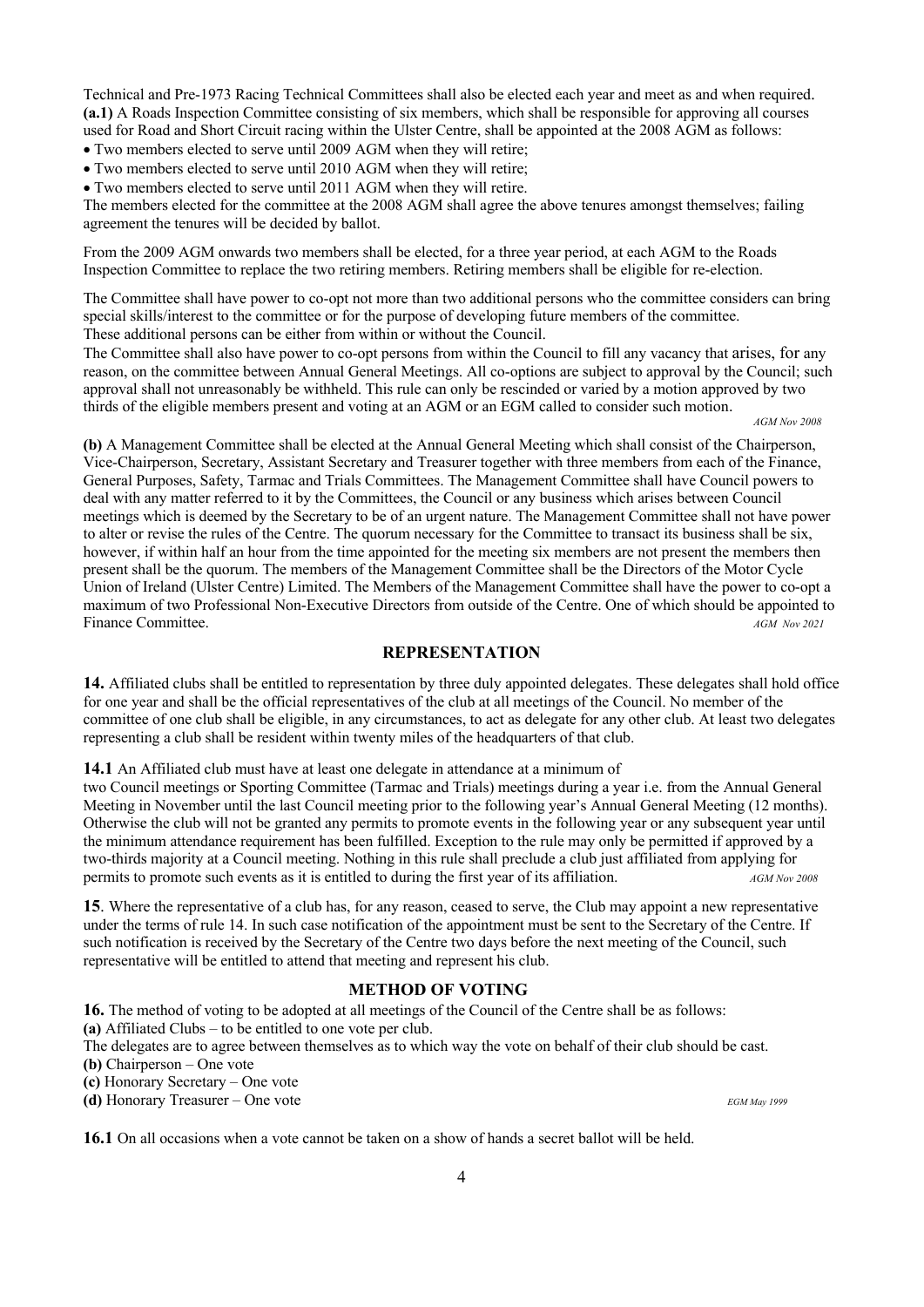Technical and Pre-1973 Racing Technical Committees shall also be elected each year and meet as and when required.
**(a.1)** A Roads Inspection Committee consisting of six members, which shall be responsible for approving all courses used for Road and Short Circuit racing within the Ulster Centre, shall be appointed at the 2008 AGM as follows:

- Two members elected to serve until 2009 AGM when they will retire;
- Two members elected to serve until 2010 AGM when they will retire;
- Two members elected to serve until 2011 AGM when they will retire.

The members elected for the committee at the 2008 AGM shall agree the above tenures amongst themselves; failing agreement the tenures will be decided by ballot.

From the 2009 AGM onwards two members shall be elected, for a three year period, at each AGM to the Roads Inspection Committee to replace the two retiring members. Retiring members shall be eligible for re-election.

The Committee shall have power to co-opt not more than two additional persons who the committee considers can bring special skills/interest to the committee or for the purpose of developing future members of the committee.
These additional persons can be either from within or without the Council.
The Committee shall also have power to co-opt persons from within the Council to fill any vacancy that arises, for any reason, on the committee between Annual General Meetings. All co-options are subject to approval by the Council; such approval shall not unreasonably be withheld. This rule can only be rescinded or varied by a motion approved by two thirds of the eligible members present and voting at an AGM or an EGM called to consider such motion.

*AGM Nov 2008*

**(b)** A Management Committee shall be elected at the Annual General Meeting which shall consist of the Chairperson, Vice-Chairperson, Secretary, Assistant Secretary and Treasurer together with three members from each of the Finance, General Purposes, Safety, Tarmac and Trials Committees. The Management Committee shall have Council powers to deal with any matter referred to it by the Committees, the Council or any business which arises between Council meetings which is deemed by the Secretary to be of an urgent nature. The Management Committee shall not have power to alter or revise the rules of the Centre. The quorum necessary for the Committee to transact its business shall be six, however, if within half an hour from the time appointed for the meeting six members are not present the members then present shall be the quorum. The members of the Management Committee shall be the Directors of the Motor Cycle Union of Ireland (Ulster Centre) Limited. The Members of the Management Committee shall have the power to co-opt a maximum of two Professional Non-Executive Directors from outside of the Centre. One of which should be appointed to Finance Committee. *AGM Nov 2021*

## REPRESENTATION

**14.** Affiliated clubs shall be entitled to representation by three duly appointed delegates. These delegates shall hold office for one year and shall be the official representatives of the club at all meetings of the Council. No member of the committee of one club shall be eligible, in any circumstances, to act as delegate for any other club. At least two delegates representing a club shall be resident within twenty miles of the headquarters of that club.

**14.1** An Affiliated club must have at least one delegate in attendance at a minimum of two Council meetings or Sporting Committee (Tarmac and Trials) meetings during a year i.e. from the Annual General Meeting in November until the last Council meeting prior to the following year's Annual General Meeting (12 months). Otherwise the club will not be granted any permits to promote events in the following year or any subsequent year until the minimum attendance requirement has been fulfilled. Exception to the rule may only be permitted if approved by a two-thirds majority at a Council meeting. Nothing in this rule shall preclude a club just affiliated from applying for permits to promote such events as it is entitled to during the first year of its affiliation. *AGM Nov 2008*

**15**. Where the representative of a club has, for any reason, ceased to serve, the Club may appoint a new representative under the terms of rule 14. In such case notification of the appointment must be sent to the Secretary of the Centre. If such notification is received by the Secretary of the Centre two days before the next meeting of the Council, such representative will be entitled to attend that meeting and represent his club.

## METHOD OF VOTING

**16.** The method of voting to be adopted at all meetings of the Council of the Centre shall be as follows:
**(a)** Affiliated Clubs – to be entitled to one vote per club.
The delegates are to agree between themselves as to which way the vote on behalf of their club should be cast.
**(b)** Chairperson – One vote
**(c)** Honorary Secretary – One vote
**(d)** Honorary Treasurer – One vote *EGM May 1999*

**16.1** On all occasions when a vote cannot be taken on a show of hands a secret ballot will be held.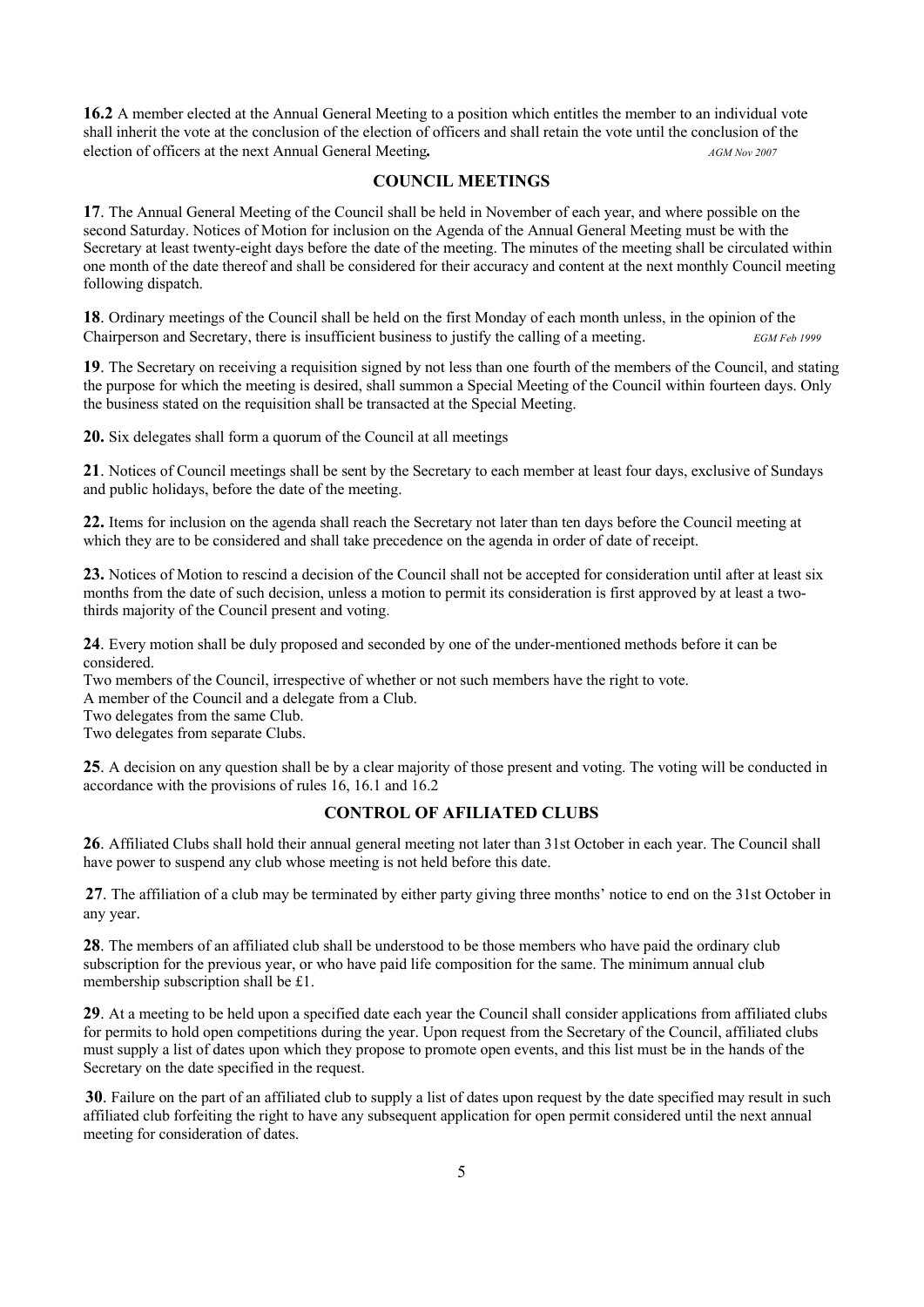**16.2** A member elected at the Annual General Meeting to a position which entitles the member to an individual vote shall inherit the vote at the conclusion of the election of officers and shall retain the vote until the conclusion of the election of officers at the next Annual General Meeting**.** *AGM Nov 2007*

## COUNCIL MEETINGS

**17**. The Annual General Meeting of the Council shall be held in November of each year, and where possible on the second Saturday. Notices of Motion for inclusion on the Agenda of the Annual General Meeting must be with the Secretary at least twenty-eight days before the date of the meeting. The minutes of the meeting shall be circulated within one month of the date thereof and shall be considered for their accuracy and content at the next monthly Council meeting following dispatch.

**18**. Ordinary meetings of the Council shall be held on the first Monday of each month unless, in the opinion of the Chairperson and Secretary, there is insufficient business to justify the calling of a meeting. *EGM Feb 1999*

**19**. The Secretary on receiving a requisition signed by not less than one fourth of the members of the Council, and stating the purpose for which the meeting is desired, shall summon a Special Meeting of the Council within fourteen days. Only the business stated on the requisition shall be transacted at the Special Meeting.

**20.** Six delegates shall form a quorum of the Council at all meetings

**21**. Notices of Council meetings shall be sent by the Secretary to each member at least four days, exclusive of Sundays and public holidays, before the date of the meeting.

**22.** Items for inclusion on the agenda shall reach the Secretary not later than ten days before the Council meeting at which they are to be considered and shall take precedence on the agenda in order of date of receipt.

**23.** Notices of Motion to rescind a decision of the Council shall not be accepted for consideration until after at least six months from the date of such decision, unless a motion to permit its consideration is first approved by at least a two-thirds majority of the Council present and voting.

**24**. Every motion shall be duly proposed and seconded by one of the under-mentioned methods before it can be considered.
Two members of the Council, irrespective of whether or not such members have the right to vote.
A member of the Council and a delegate from a Club.
Two delegates from the same Club.
Two delegates from separate Clubs.

**25**. A decision on any question shall be by a clear majority of those present and voting. The voting will be conducted in accordance with the provisions of rules 16, 16.1 and 16.2

## CONTROL OF AFILIATED CLUBS

**26**. Affiliated Clubs shall hold their annual general meeting not later than 31st October in each year. The Council shall have power to suspend any club whose meeting is not held before this date.

**27**. The affiliation of a club may be terminated by either party giving three months' notice to end on the 31st October in any year.

**28**. The members of an affiliated club shall be understood to be those members who have paid the ordinary club subscription for the previous year, or who have paid life composition for the same. The minimum annual club membership subscription shall be £1.

**29**. At a meeting to be held upon a specified date each year the Council shall consider applications from affiliated clubs for permits to hold open competitions during the year. Upon request from the Secretary of the Council, affiliated clubs must supply a list of dates upon which they propose to promote open events, and this list must be in the hands of the Secretary on the date specified in the request.

**30**. Failure on the part of an affiliated club to supply a list of dates upon request by the date specified may result in such affiliated club forfeiting the right to have any subsequent application for open permit considered until the next annual meeting for consideration of dates.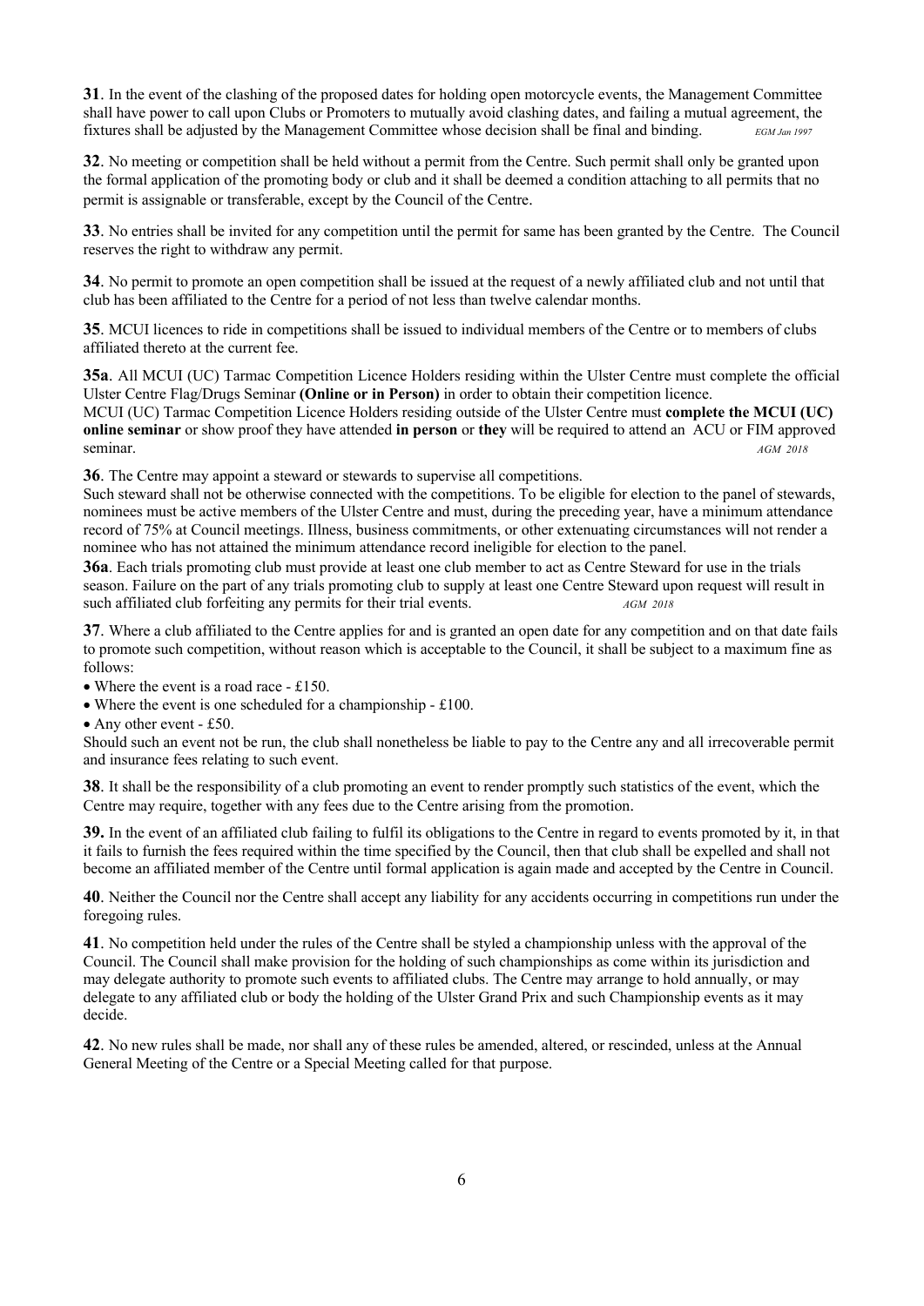**31**. In the event of the clashing of the proposed dates for holding open motorcycle events, the Management Committee shall have power to call upon Clubs or Promoters to mutually avoid clashing dates, and failing a mutual agreement, the fixtures shall be adjusted by the Management Committee whose decision shall be final and binding. *EGM Jan 1997*

**32**. No meeting or competition shall be held without a permit from the Centre. Such permit shall only be granted upon the formal application of the promoting body or club and it shall be deemed a condition attaching to all permits that no permit is assignable or transferable, except by the Council of the Centre.

**33**. No entries shall be invited for any competition until the permit for same has been granted by the Centre. The Council reserves the right to withdraw any permit.

**34**. No permit to promote an open competition shall be issued at the request of a newly affiliated club and not until that club has been affiliated to the Centre for a period of not less than twelve calendar months.

**35**. MCUI licences to ride in competitions shall be issued to individual members of the Centre or to members of clubs affiliated thereto at the current fee.

**35a**. All MCUI (UC) Tarmac Competition Licence Holders residing within the Ulster Centre must complete the official Ulster Centre Flag/Drugs Seminar **(Online or in Person)** in order to obtain their competition licence.
MCUI (UC) Tarmac Competition Licence Holders residing outside of the Ulster Centre must **complete the MCUI (UC) online seminar** or show proof they have attended **in person** or **they** will be required to attend an ACU or FIM approved seminar. *AGM 2018*

**36**. The Centre may appoint a steward or stewards to supervise all competitions.
Such steward shall not be otherwise connected with the competitions. To be eligible for election to the panel of stewards, nominees must be active members of the Ulster Centre and must, during the preceding year, have a minimum attendance record of 75% at Council meetings. Illness, business commitments, or other extenuating circumstances will not render a nominee who has not attained the minimum attendance record ineligible for election to the panel.

**36a**. Each trials promoting club must provide at least one club member to act as Centre Steward for use in the trials season. Failure on the part of any trials promoting club to supply at least one Centre Steward upon request will result in such affiliated club forfeiting any permits for their trial events. *AGM 2018*

**37**. Where a club affiliated to the Centre applies for and is granted an open date for any competition and on that date fails to promote such competition, without reason which is acceptable to the Council, it shall be subject to a maximum fine as follows:

- Where the event is a road race - £150.
- Where the event is one scheduled for a championship - £100.
- Any other event - £50.

Should such an event not be run, the club shall nonetheless be liable to pay to the Centre any and all irrecoverable permit and insurance fees relating to such event.

**38**. It shall be the responsibility of a club promoting an event to render promptly such statistics of the event, which the Centre may require, together with any fees due to the Centre arising from the promotion.

**39.** In the event of an affiliated club failing to fulfil its obligations to the Centre in regard to events promoted by it, in that it fails to furnish the fees required within the time specified by the Council, then that club shall be expelled and shall not become an affiliated member of the Centre until formal application is again made and accepted by the Centre in Council.

**40**. Neither the Council nor the Centre shall accept any liability for any accidents occurring in competitions run under the foregoing rules.

**41**. No competition held under the rules of the Centre shall be styled a championship unless with the approval of the Council. The Council shall make provision for the holding of such championships as come within its jurisdiction and may delegate authority to promote such events to affiliated clubs. The Centre may arrange to hold annually, or may delegate to any affiliated club or body the holding of the Ulster Grand Prix and such Championship events as it may decide.

**42**. No new rules shall be made, nor shall any of these rules be amended, altered, or rescinded, unless at the Annual General Meeting of the Centre or a Special Meeting called for that purpose.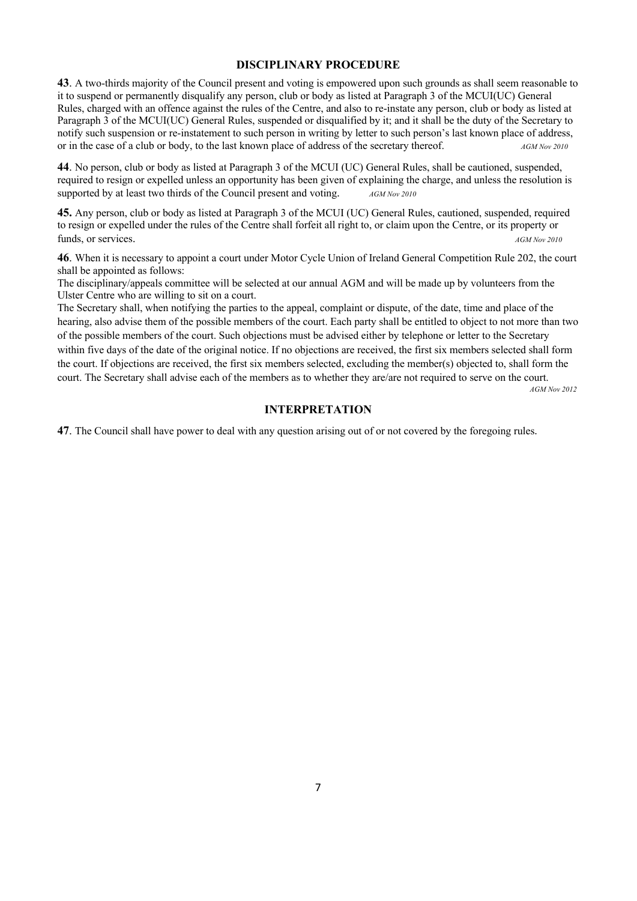## DISCIPLINARY PROCEDURE

**43**. A two-thirds majority of the Council present and voting is empowered upon such grounds as shall seem reasonable to it to suspend or permanently disqualify any person, club or body as listed at Paragraph 3 of the MCUI(UC) General Rules, charged with an offence against the rules of the Centre, and also to re-instate any person, club or body as listed at Paragraph 3 of the MCUI(UC) General Rules, suspended or disqualified by it; and it shall be the duty of the Secretary to notify such suspension or re-instatement to such person in writing by letter to such person's last known place of address, or in the case of a club or body, to the last known place of address of the secretary thereof. *AGM Nov 2010*

**44**. No person, club or body as listed at Paragraph 3 of the MCUI (UC) General Rules, shall be cautioned, suspended, required to resign or expelled unless an opportunity has been given of explaining the charge, and unless the resolution is supported by at least two thirds of the Council present and voting. *AGM Nov 2010*

**45.** Any person, club or body as listed at Paragraph 3 of the MCUI (UC) General Rules, cautioned, suspended, required to resign or expelled under the rules of the Centre shall forfeit all right to, or claim upon the Centre, or its property or funds, or services. *AGM Nov 2010*

**46**. When it is necessary to appoint a court under Motor Cycle Union of Ireland General Competition Rule 202, the court shall be appointed as follows:

The disciplinary/appeals committee will be selected at our annual AGM and will be made up by volunteers from the Ulster Centre who are willing to sit on a court.

The Secretary shall, when notifying the parties to the appeal, complaint or dispute, of the date, time and place of the hearing, also advise them of the possible members of the court. Each party shall be entitled to object to not more than two of the possible members of the court. Such objections must be advised either by telephone or letter to the Secretary within five days of the date of the original notice. If no objections are received, the first six members selected shall form the court. If objections are received, the first six members selected, excluding the member(s) objected to, shall form the court. The Secretary shall advise each of the members as to whether they are/are not required to serve on the court. *AGM Nov 2012*

## INTERPRETATION

**47**. The Council shall have power to deal with any question arising out of or not covered by the foregoing rules.